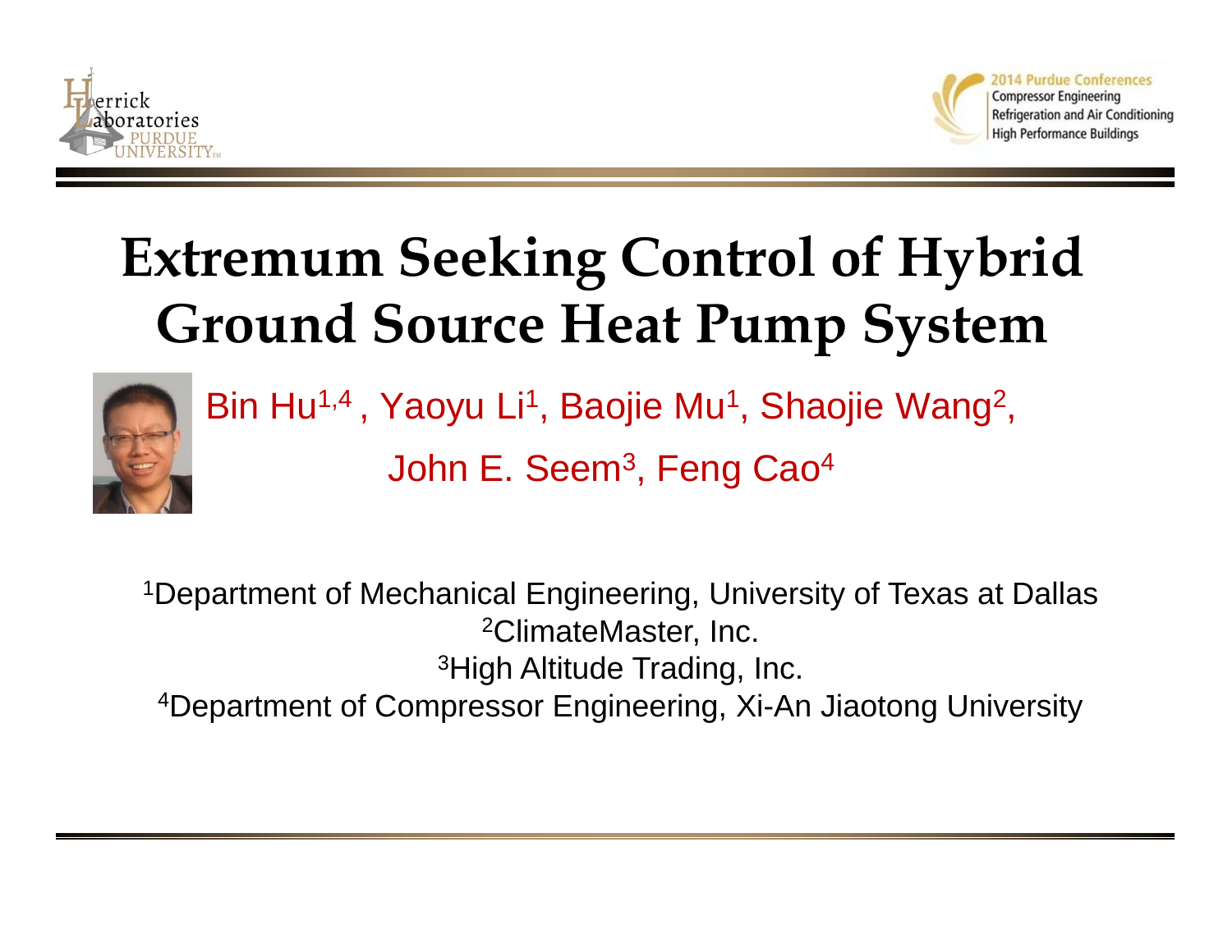# Extremum Seeking Control of Hybrid Ground Source Heat Pump System

Bin Hu[1,4] , Yaoyu Li[1], Baojie Mu[1], Shaojie Wang[2], John E. Seem[3], Feng Cao[4]

[1]Department of Mechanical Engineering, University of Texas at Dallas
[2]ClimateMaster, Inc.
[3]High Altitude Trading, Inc.
[4]Department of Compressor Engineering, Xi-An Jiaotong University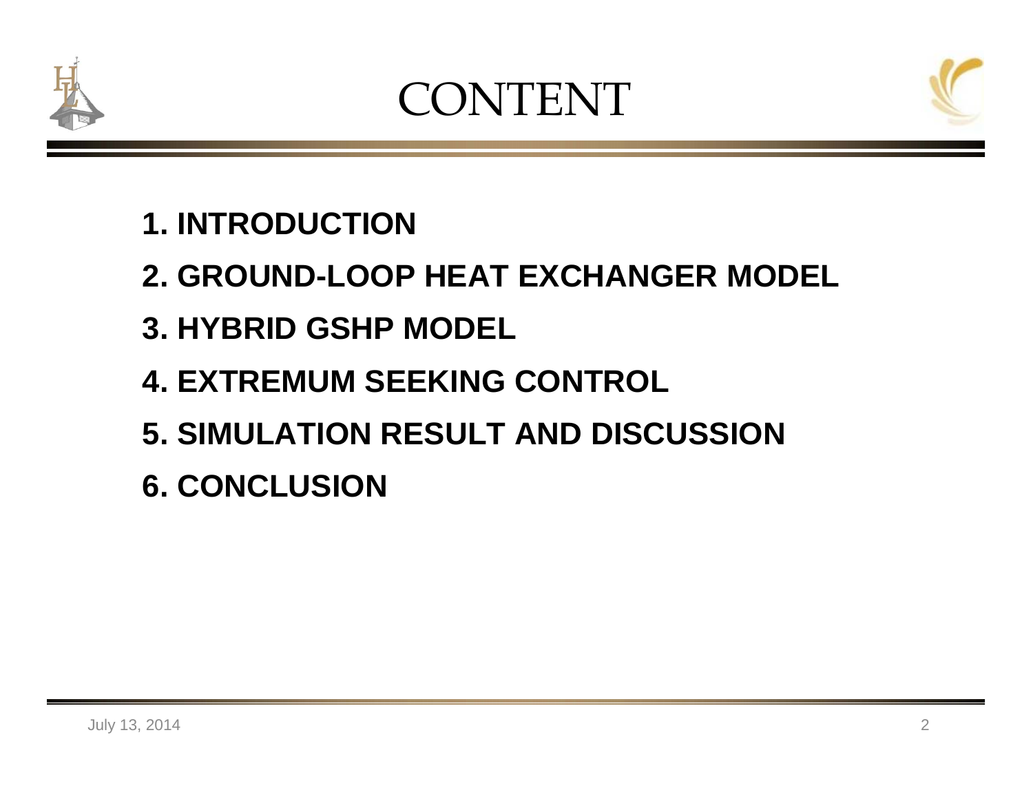# CONTENT

1. INTRODUCTION
2. GROUND-LOOP HEAT EXCHANGER MODEL
3. HYBRID GSHP MODEL
4. EXTREMUM SEEKING CONTROL
5. SIMULATION RESULT AND DISCUSSION
6. CONCLUSION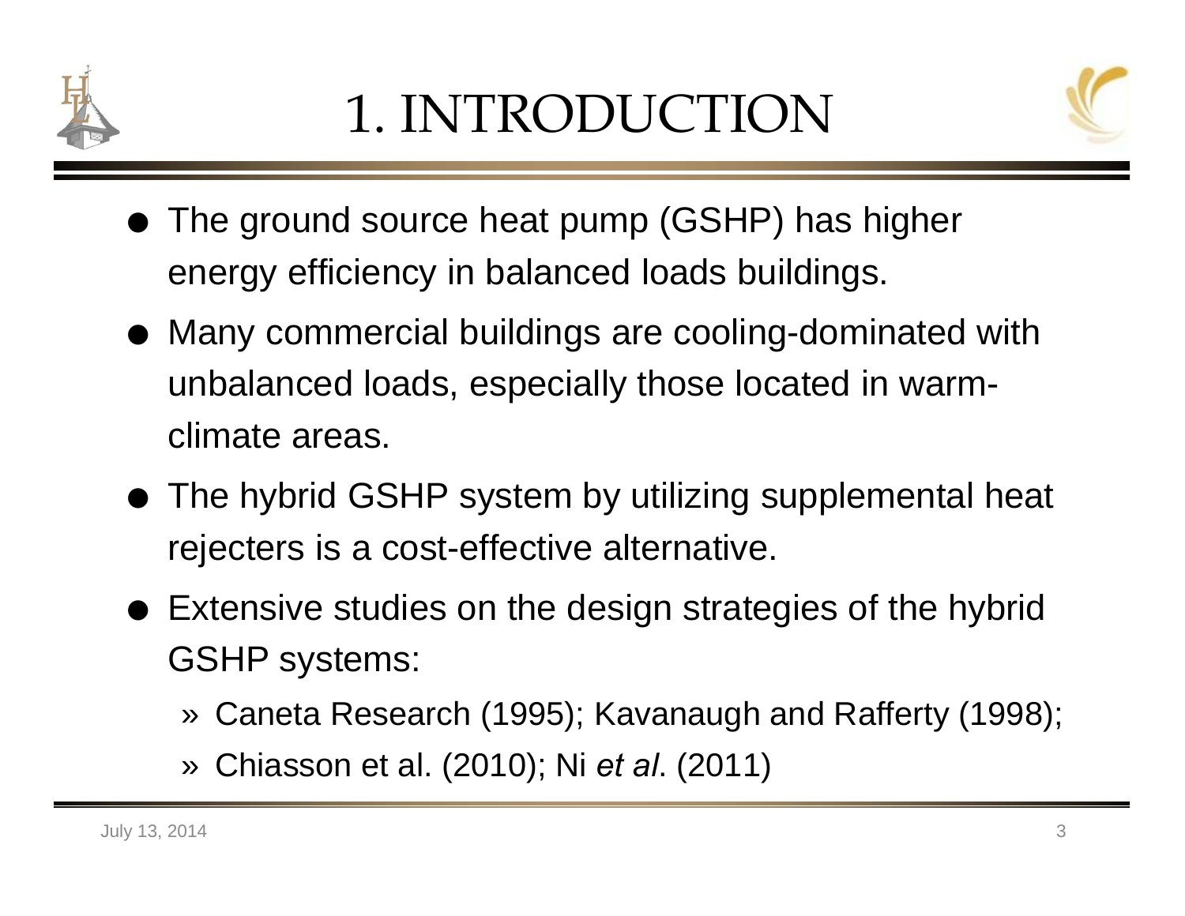# 1. INTRODUCTION

- The ground source heat pump (GSHP) has higher energy efficiency in balanced loads buildings.
- Many commercial buildings are cooling-dominated with unbalanced loads, especially those located in warm-climate areas.
- The hybrid GSHP system by utilizing supplemental heat rejecters is a cost-effective alternative.
- Extensive studies on the design strategies of the hybrid GSHP systems:
  - Caneta Research (1995); Kavanaugh and Rafferty (1998);
  - Chiasson et al. (2010); Ni *et al*. (2011)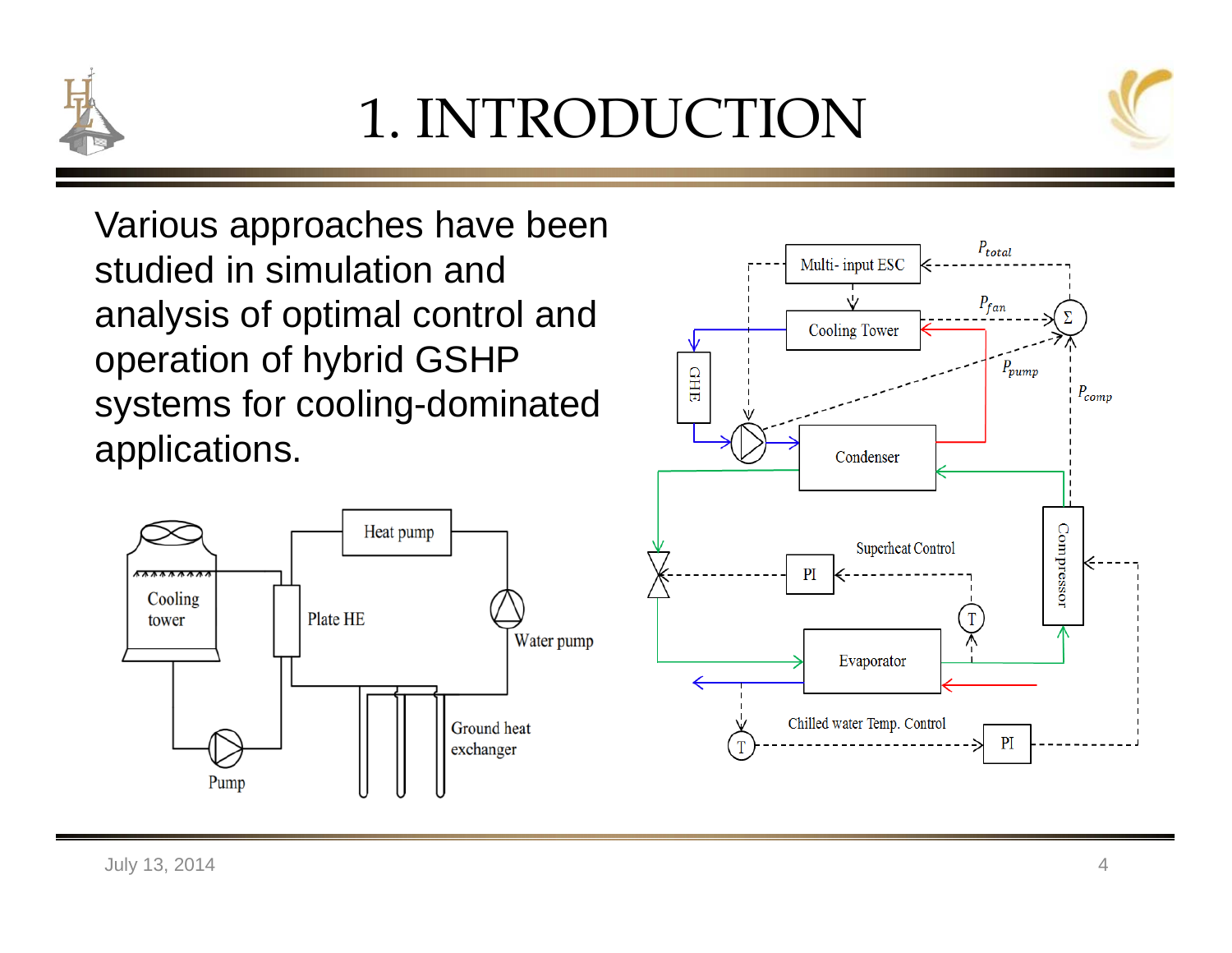# 1. INTRODUCTION

Various approaches have been studied in simulation and analysis of optimal control and operation of hybrid GSHP systems for cooling-dominated applications.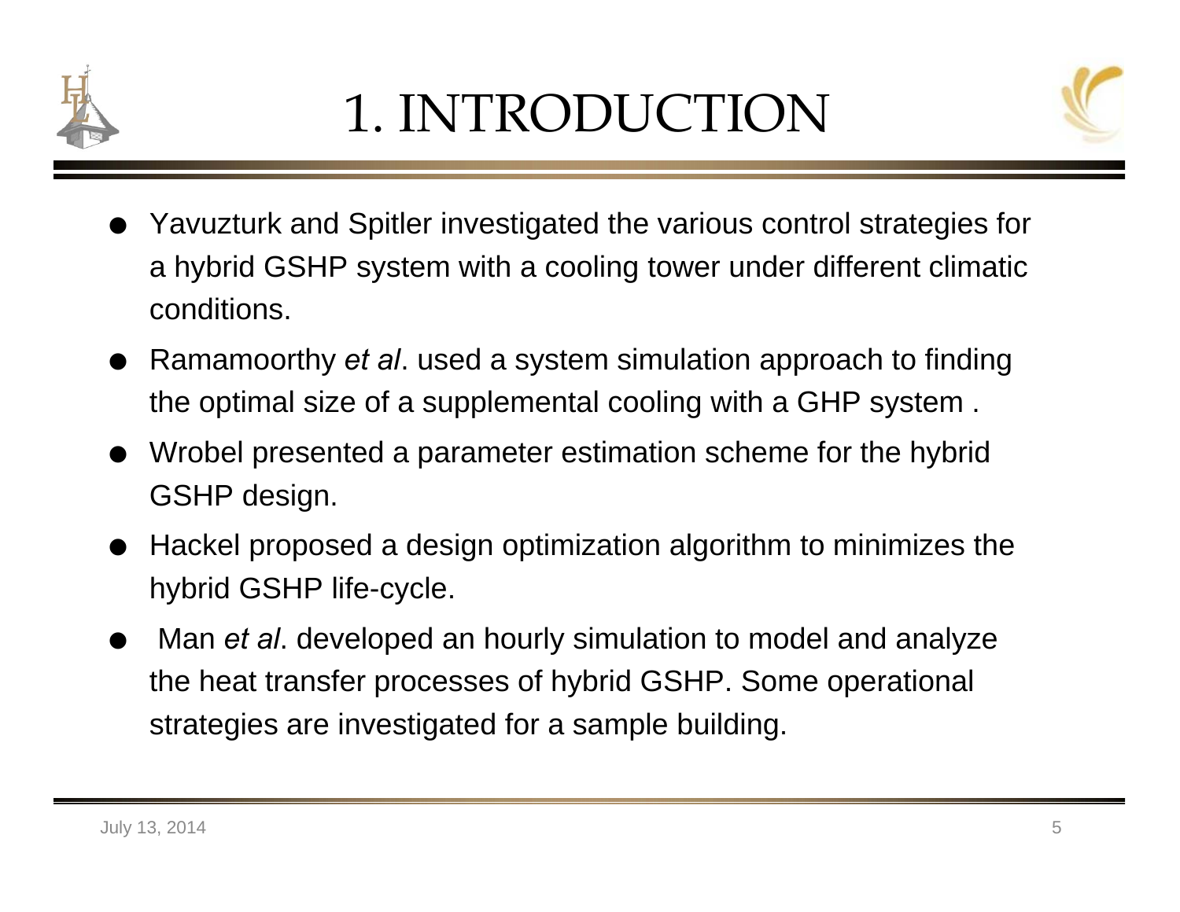# 1. INTRODUCTION

- Yavuzturk and Spitler investigated the various control strategies for a hybrid GSHP system with a cooling tower under different climatic conditions.
- Ramamoorthy *et al*. used a system simulation approach to finding the optimal size of a supplemental cooling with a GHP system .
- Wrobel presented a parameter estimation scheme for the hybrid GSHP design.
- Hackel proposed a design optimization algorithm to minimizes the hybrid GSHP life-cycle.
- Man *et al*. developed an hourly simulation to model and analyze the heat transfer processes of hybrid GSHP. Some operational strategies are investigated for a sample building.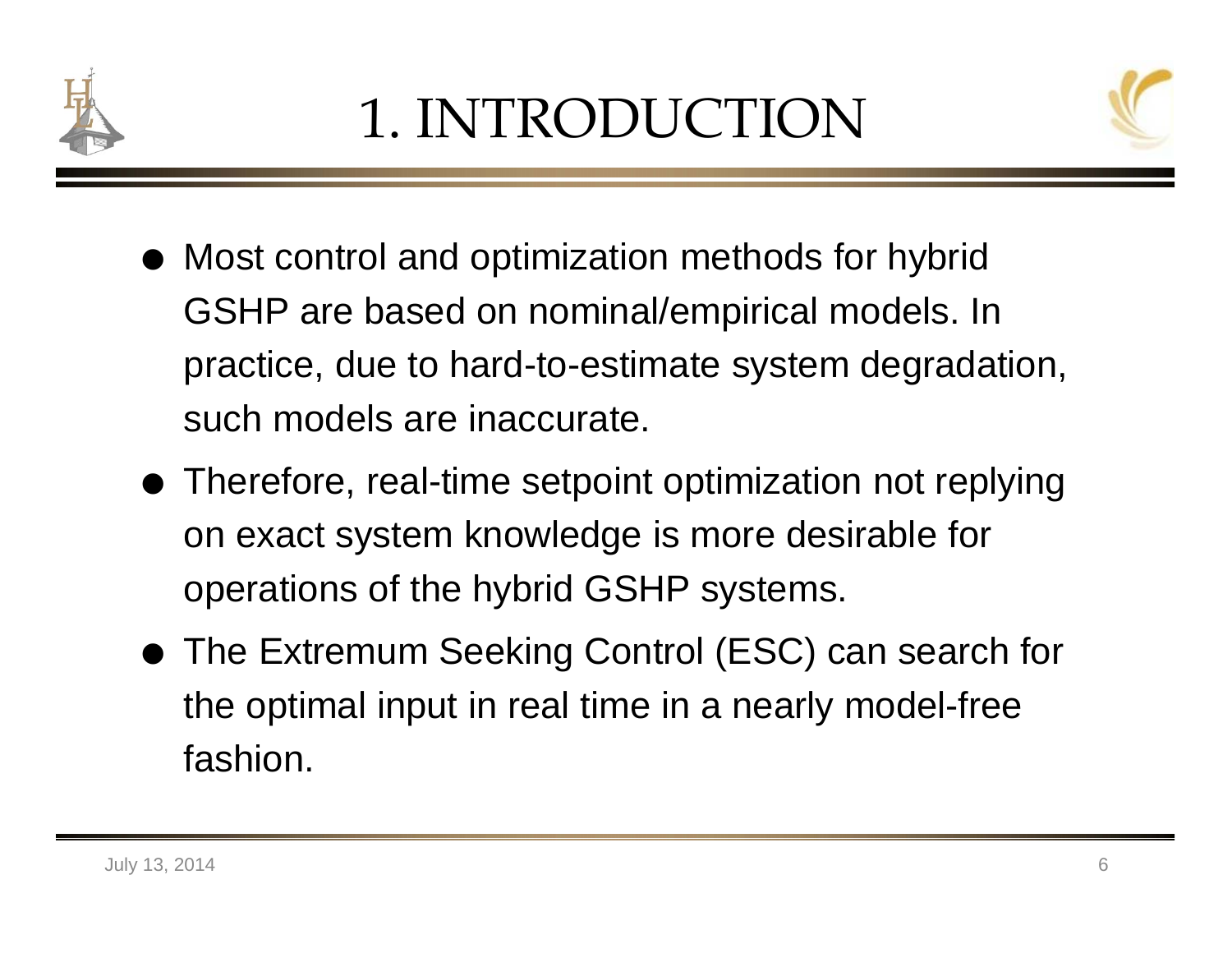# 1. INTRODUCTION

- Most control and optimization methods for hybrid GSHP are based on nominal/empirical models. In practice, due to hard-to-estimate system degradation, such models are inaccurate.
- Therefore, real-time setpoint optimization not replying on exact system knowledge is more desirable for operations of the hybrid GSHP systems.
- The Extremum Seeking Control (ESC) can search for the optimal input in real time in a nearly model-free fashion.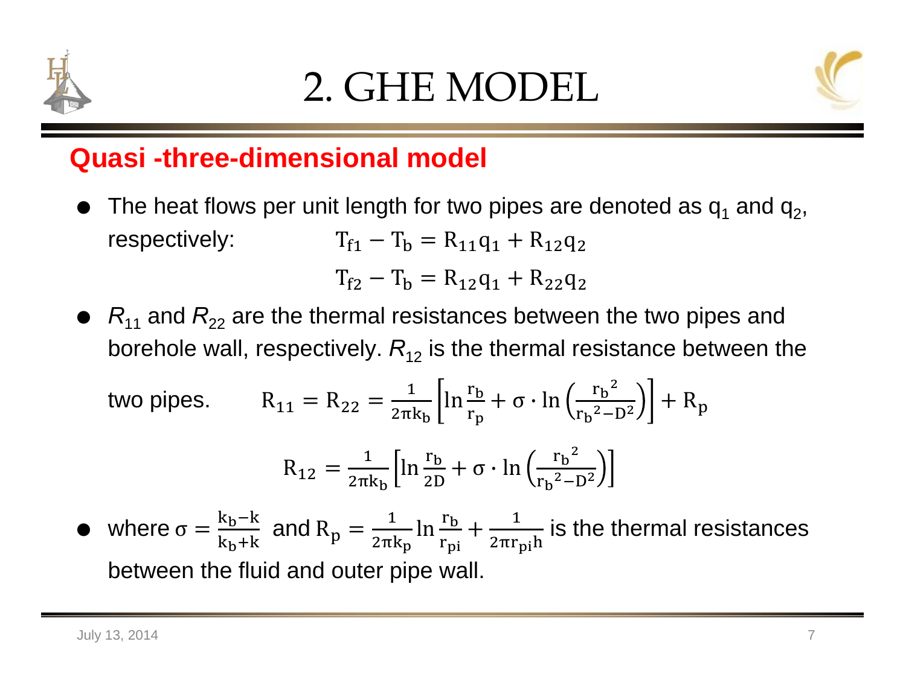# 2. GHE MODEL

## Quasi -three-dimensional model

- The heat flows per unit length for two pipes are denoted as $q_1$ and $q_2$, respectively:

$$T_{f1} - T_b = R_{11}q_1 + R_{12}q_2$$

$$T_{f2} - T_b = R_{12}q_1 + R_{22}q_2$$

- $R_{11}$ and $R_{22}$ are the thermal resistances between the two pipes and borehole wall, respectively. $R_{12}$ is the thermal resistance between the two pipes.

$$R_{11} = R_{22} = \frac{1}{2\pi k_b}\left[\ln\frac{r_b}{r_p} + \sigma \cdot \ln\left(\frac{{r_b}^2}{{r_b}^2 - D^2}\right)\right] + R_p$$

$$R_{12} = \frac{1}{2\pi k_b}\left[\ln\frac{r_b}{2D} + \sigma \cdot \ln\left(\frac{{r_b}^2}{{r_b}^2 - D^2}\right)\right]$$

- where $\sigma = \frac{k_b - k}{k_b + k}$ and $R_p = \frac{1}{2\pi k_p}\ln\frac{r_b}{r_{pi}} + \frac{1}{2\pi r_{pi} h}$ is the thermal resistances between the fluid and outer pipe wall.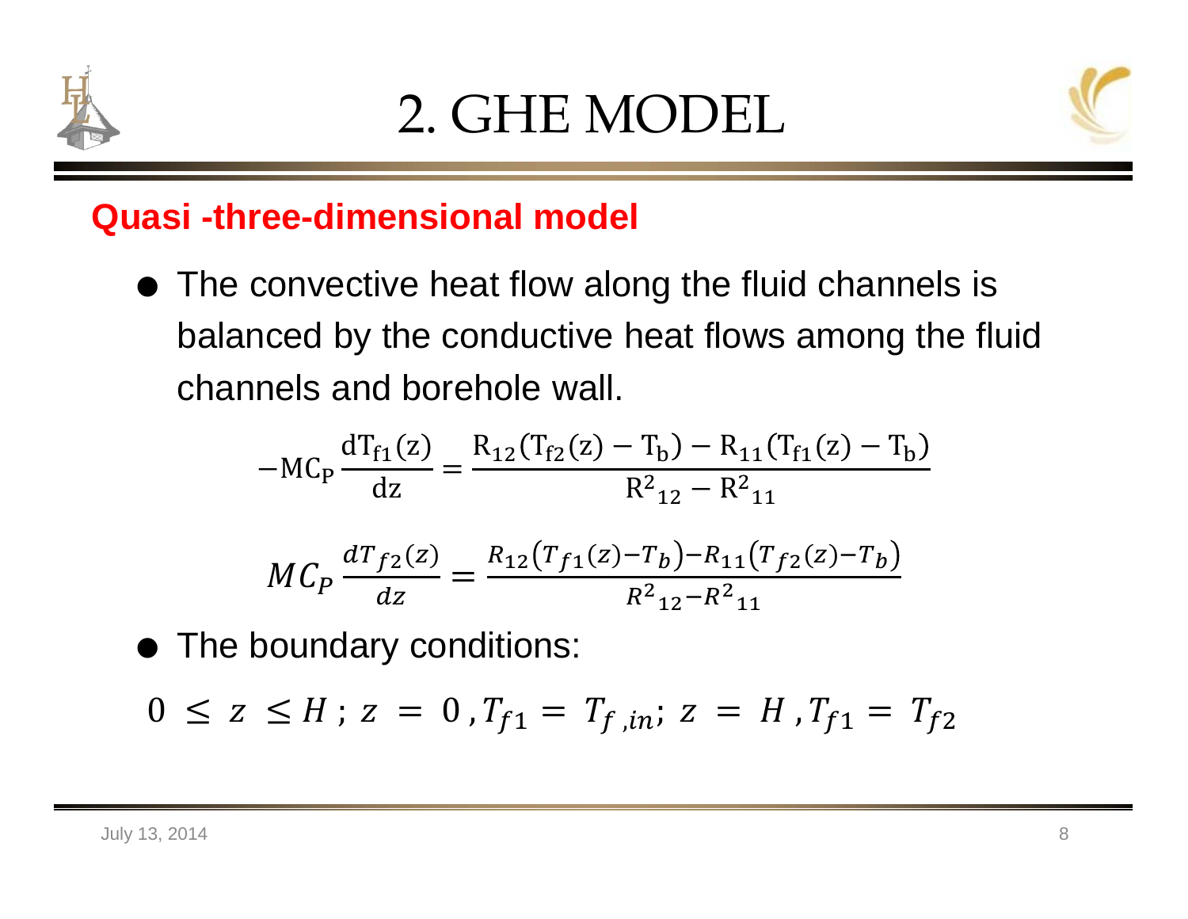# 2. GHE MODEL

## Quasi -three-dimensional model

- The convective heat flow along the fluid channels is balanced by the conductive heat flows among the fluid channels and borehole wall.

$$-\mathrm{MC_P}\frac{\mathrm{dT_{f1}(z)}}{\mathrm{dz}} = \frac{\mathrm{R_{12}(T_{f2}(z) - T_b) - R_{11}(T_{f1}(z) - T_b)}}{\mathrm{R^2{}_{12} - R^2{}_{11}}}$$

$$MC_P\frac{dT_{f2}(z)}{dz} = \frac{R_{12}\left(T_{f1}(z) - T_b\right) - R_{11}\left(T_{f2}(z) - T_b\right)}{R^2{}_{12} - R^2{}_{11}}$$

- The boundary conditions:

$$0 \leq z \leq H;\ z = 0, T_{f1} = T_{f,in};\ z = H, T_{f1} = T_{f2}$$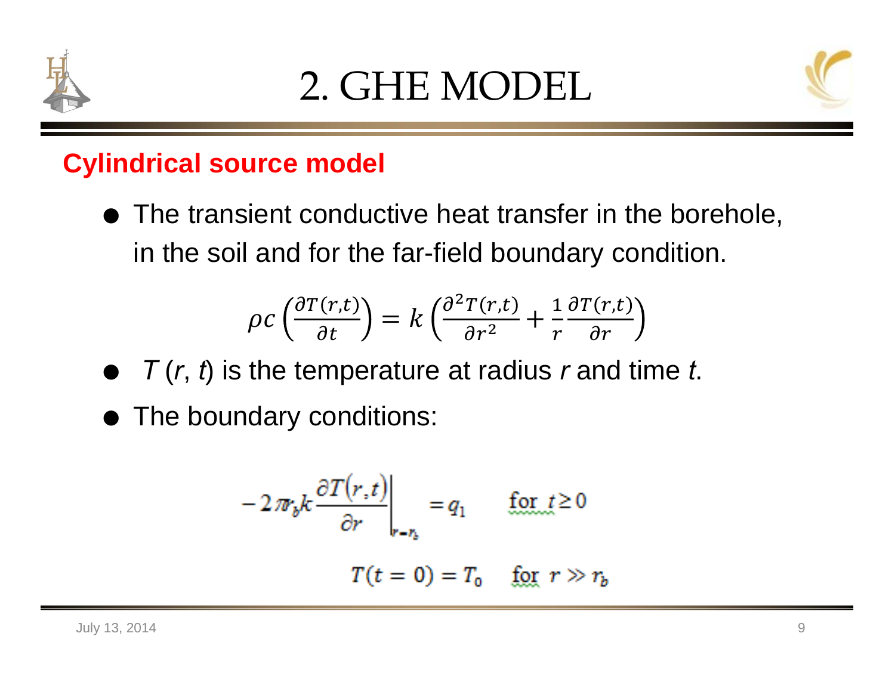# 2. GHE MODEL

## Cylindrical source model

- The transient conductive heat transfer in the borehole, in the soil and for the far-field boundary condition.

$$\rho c \left(\frac{\partial T(r,t)}{\partial t}\right) = k \left(\frac{\partial^2 T(r,t)}{\partial r^2} + \frac{1}{r}\frac{\partial T(r,t)}{\partial r}\right)$$

- $T(r, t)$ is the temperature at radius $r$ and time $t$.
- The boundary conditions:

$$-2\pi r_b k \left.\frac{\partial T(r,t)}{\partial r}\right|_{r=r_b} = q_1 \quad \text{for } t \geq 0$$

$$T(t=0) = T_0 \quad \text{for } r \gg r_b$$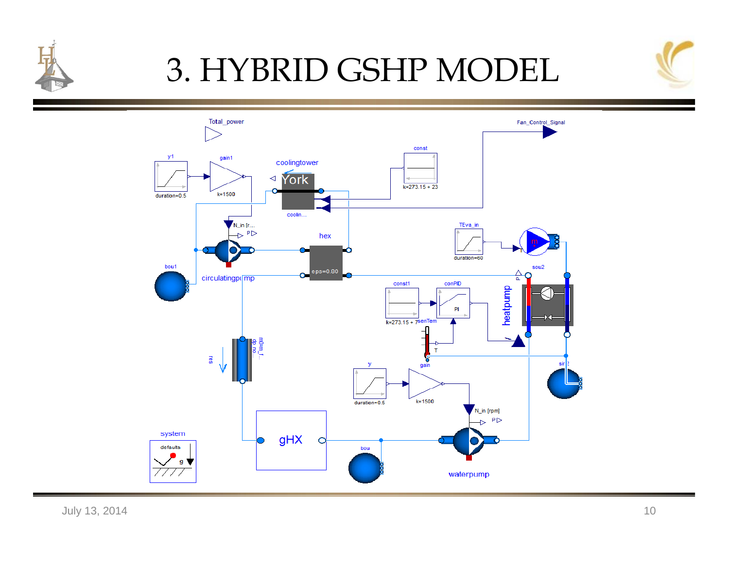# 3. HYBRID GSHP MODEL

Total_power

Fan_Control_Signal

y1

gain1

coolingtower

const

York

duration=0.5

k=1500

k=273.15 + 23

coolin...

N_in [r...

P

hex

TEva_in

bou1

eps=0.80

duration=60

circulatingpump

sou2

const1

conPID

P

PI

heatpump

k=273.15 + 7

senTem

T

res

m0l=m_f...

dp_no...

gain

sin2

y

duration=0.5

k=1500

N_in [rpm]

P

system

defaults

g

gHX

bou

waterpump

July 13, 2014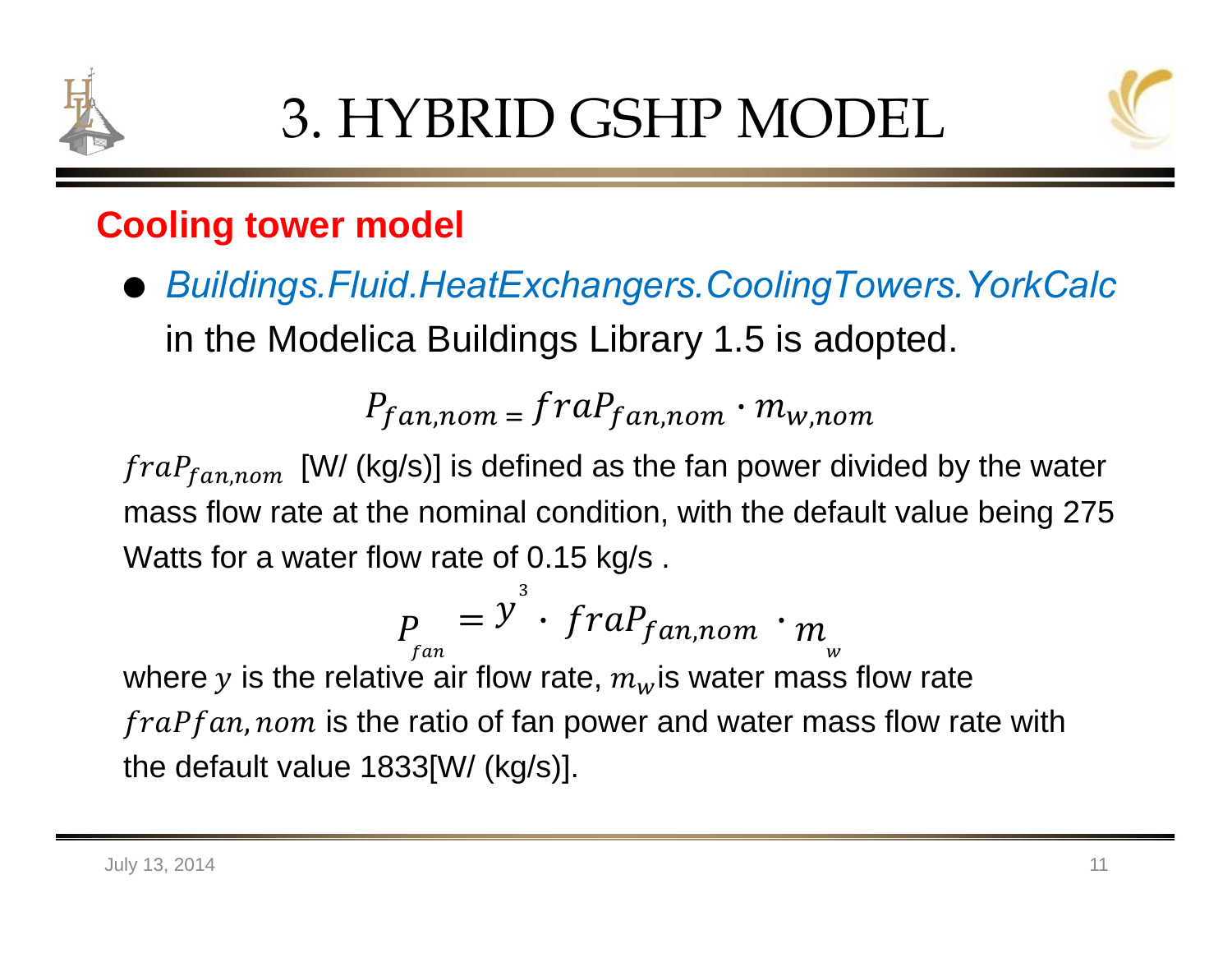# 3. HYBRID GSHP MODEL

## Cooling tower model

- *Buildings.Fluid.HeatExchangers.CoolingTowers.YorkCalc* in the Modelica Buildings Library 1.5 is adopted.

$$P_{fan,nom} = fraP_{fan,nom} \cdot m_{w,nom}$$

$fraP_{fan,nom}$ [W/ (kg/s)] is defined as the fan power divided by the water mass flow rate at the nominal condition, with the default value being 275 Watts for a water flow rate of 0.15 kg/s .

$$P_{fan} = y^3 \cdot fraP_{fan,nom} \cdot m_w$$

where $y$ is the relative air flow rate, $m_w$ is water mass flow rate $fraPfan,nom$ is the ratio of fan power and water mass flow rate with the default value 1833[W/ (kg/s)].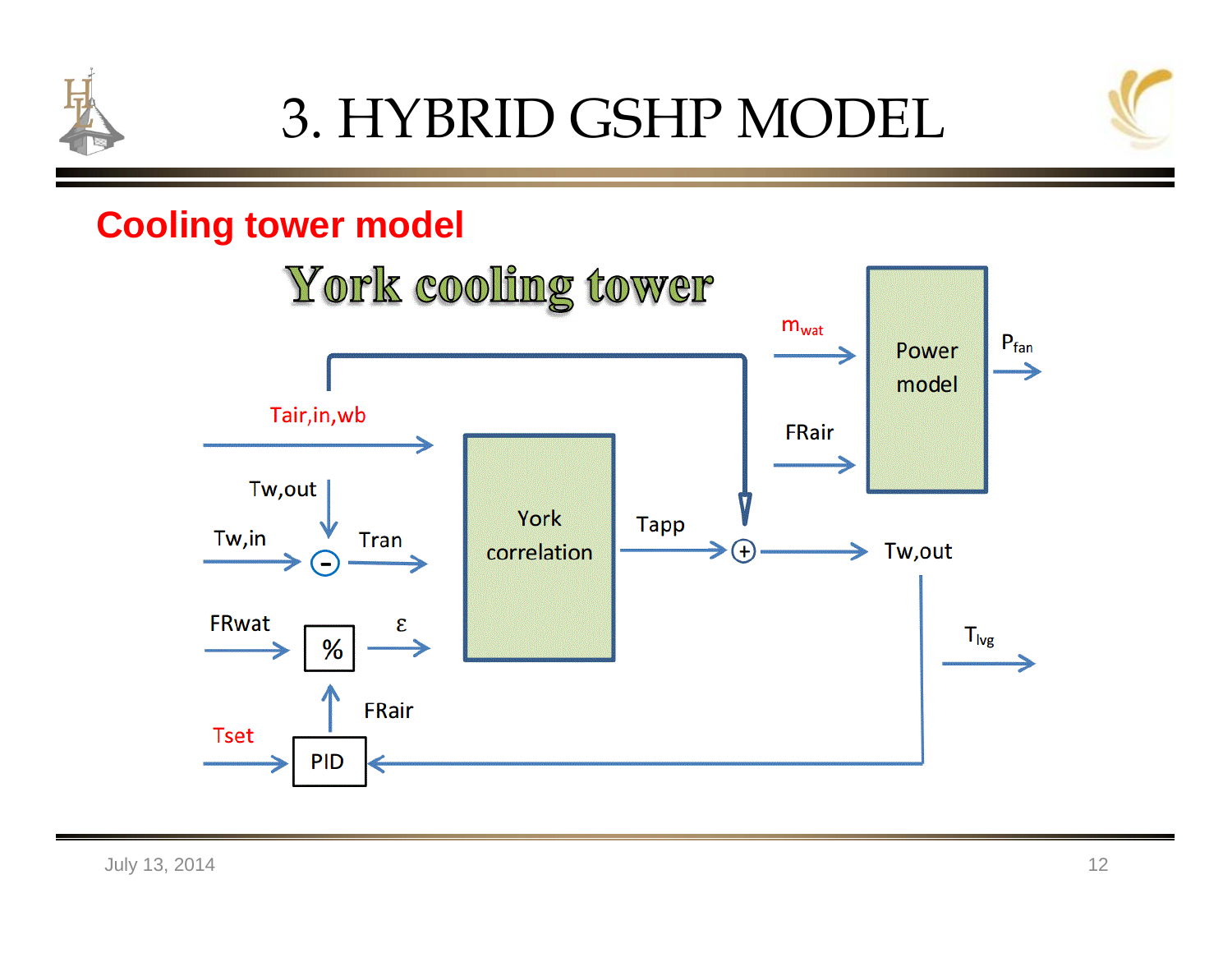# 3. HYBRID GSHP MODEL

## Cooling tower model

### York cooling tower

$T_{air,in,wb}$

$T_{w,out}$

$T_{w,in}$ — Tran

FRwat — % — ε

FRair

Tset — PID

York correlation

Tapp

$m_{wat}$

FRair

Power model

$P_{fan}$

$T_{w,out}$

$T_{lvg}$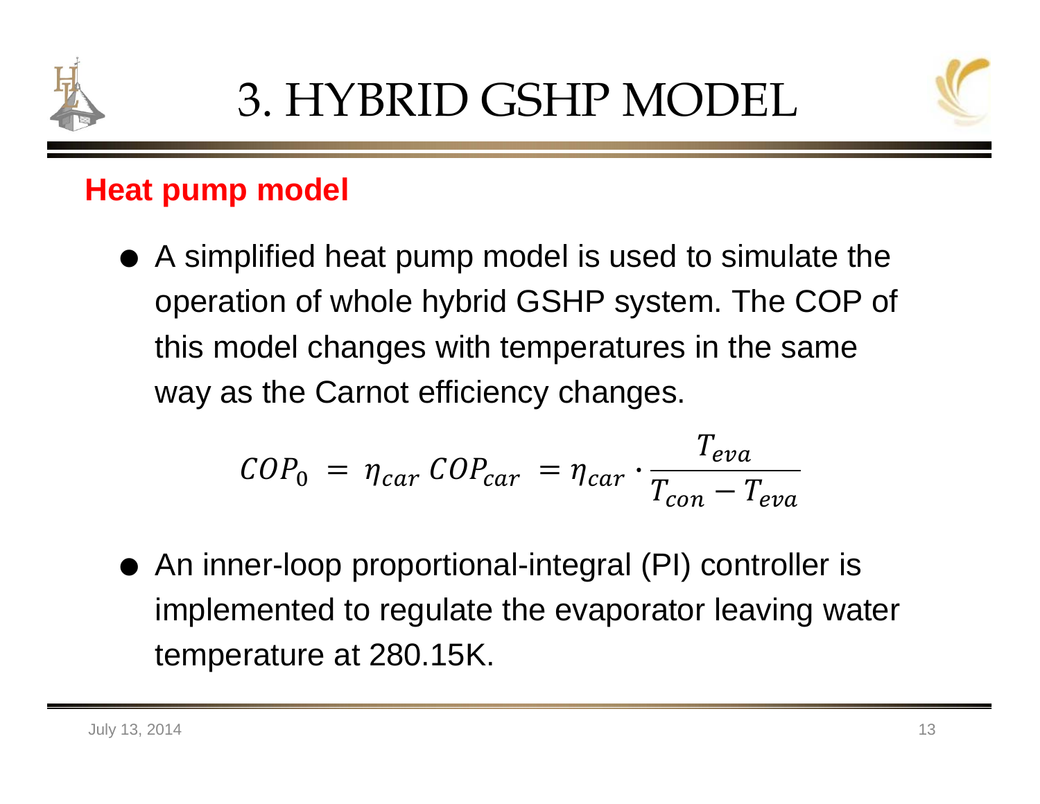# 3. HYBRID GSHP MODEL

## Heat pump model

- A simplified heat pump model is used to simulate the operation of whole hybrid GSHP system. The COP of this model changes with temperatures in the same way as the Carnot efficiency changes.

$$COP_0 = \eta_{car} \, COP_{car} = \eta_{car} \cdot \frac{T_{eva}}{T_{con} - T_{eva}}$$

- An inner-loop proportional-integral (PI) controller is implemented to regulate the evaporator leaving water temperature at 280.15K.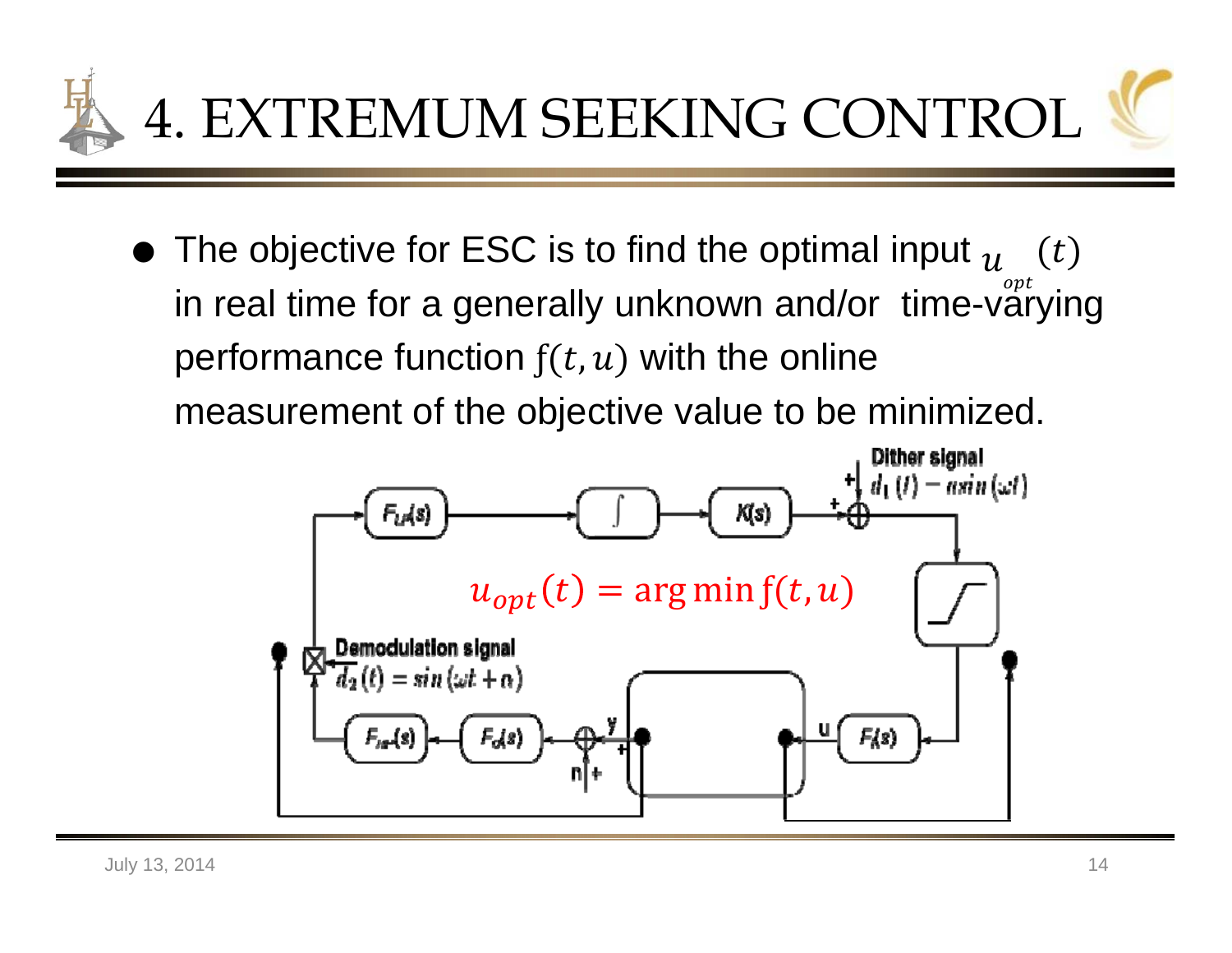# 4. EXTREMUM SEEKING CONTROL

- The objective for ESC is to find the optimal input $u_{opt}(t)$ in real time for a generally unknown and/or time-varying performance function $f(t, u)$ with the online measurement of the objective value to be minimized.

$$u_{opt}(t) = \arg\min f(t, u)$$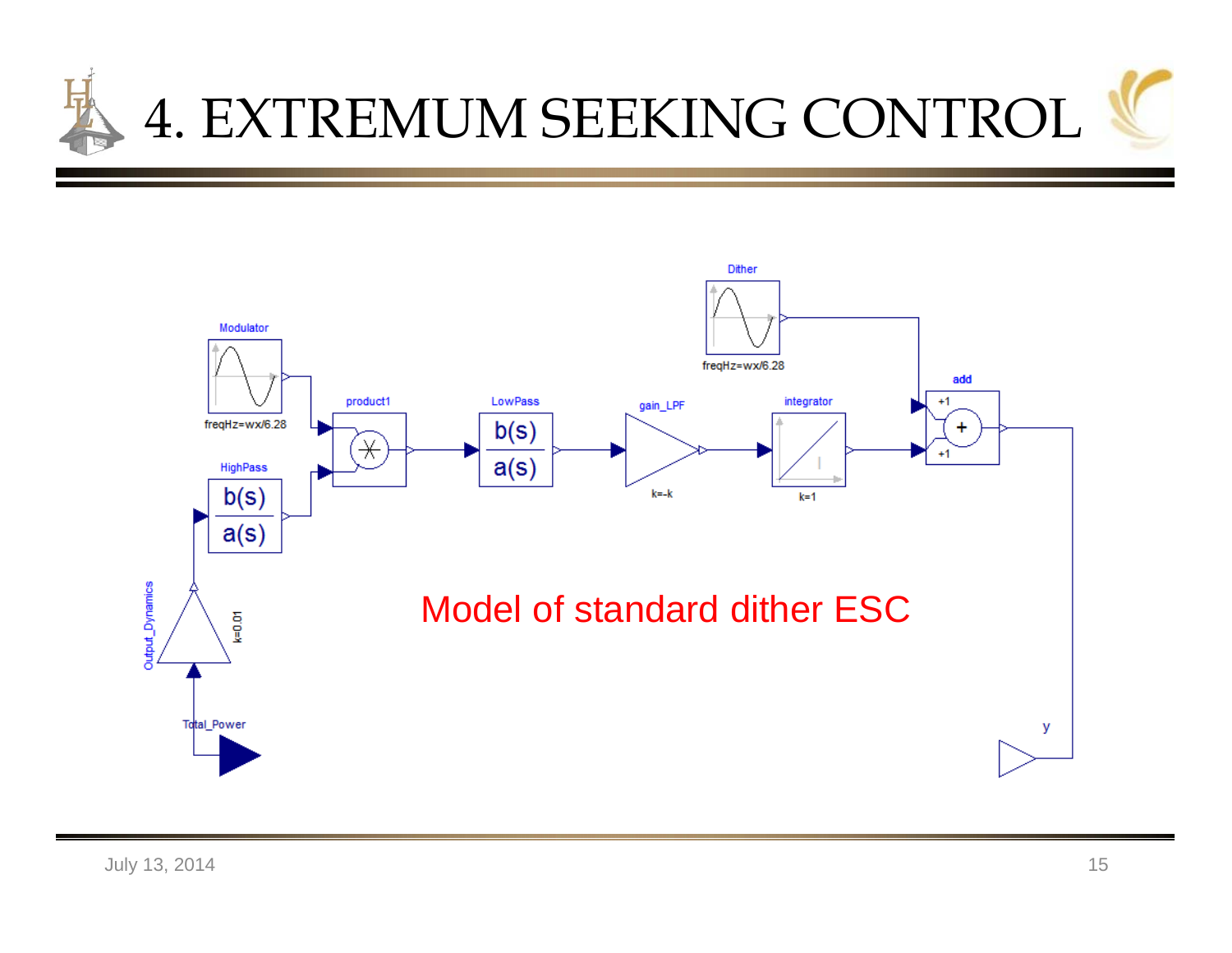# 4. EXTREMUM SEEKING CONTROL

Dither

freqHz=wx/6.28

Modulator

freqHz=wx/6.28

product1

LowPass

b(s)
a(s)

gain_LPF

k=-k

integrator

k=1

add

+1

+1

HighPass

b(s)
a(s)

Output_Dynamics

k=0.01

Total_Power

y

Model of standard dither ESC

July 13, 2014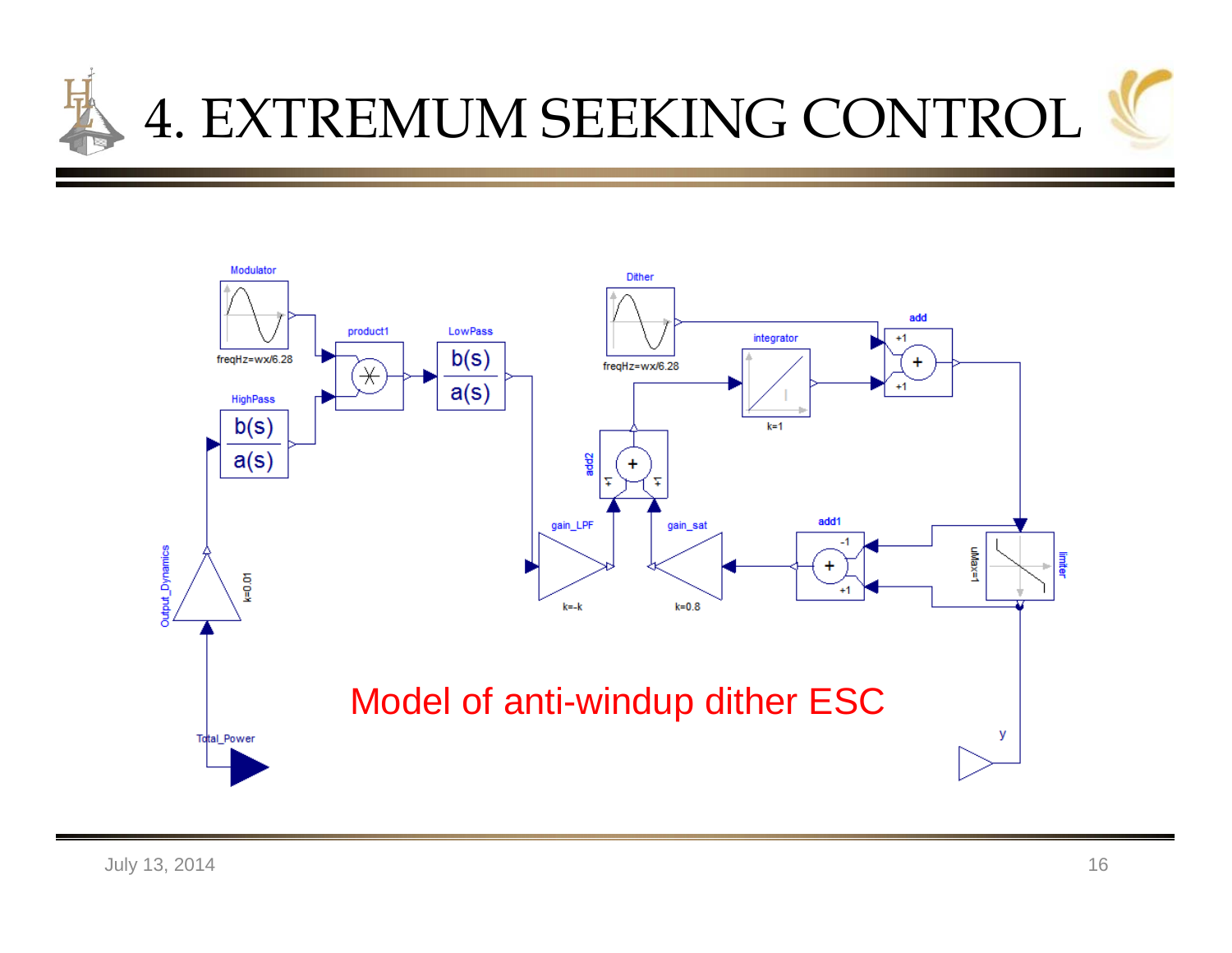# 4. EXTREMUM SEEKING CONTROL

Model of anti-windup dither ESC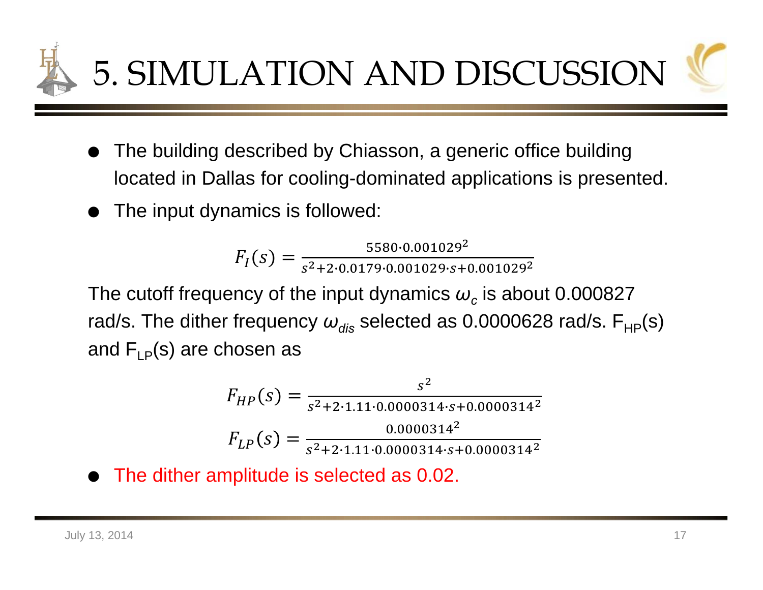# 5. SIMULATION AND DISCUSSION

- The building described by Chiasson, a generic office building located in Dallas for cooling-dominated applications is presented.
- The input dynamics is followed:

$$F_I(s) = \frac{5580 \cdot 0.001029^2}{s^2 + 2 \cdot 0.0179 \cdot 0.001029 \cdot s + 0.001029^2}$$

The cutoff frequency of the input dynamics $\omega_c$ is about 0.000827 rad/s. The dither frequency $\omega_{dis}$ selected as 0.0000628 rad/s. $F_{HP}(s)$ and $F_{LP}(s)$ are chosen as

$$F_{HP}(s) = \frac{s^2}{s^2 + 2 \cdot 1.11 \cdot 0.0000314 \cdot s + 0.0000314^2}$$

$$F_{LP}(s) = \frac{0.0000314^2}{s^2 + 2 \cdot 1.11 \cdot 0.0000314 \cdot s + 0.0000314^2}$$

- The dither amplitude is selected as 0.02.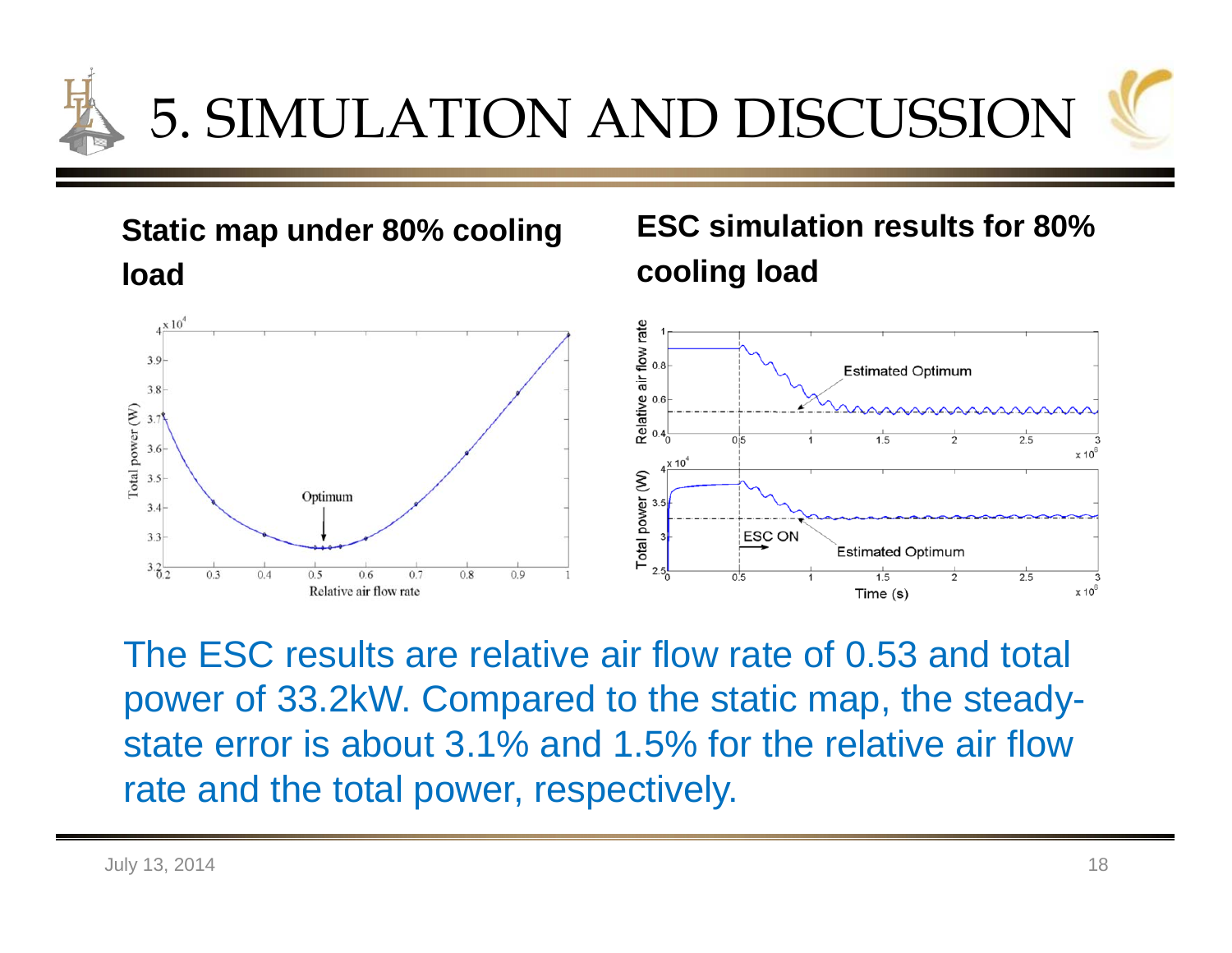# 5. SIMULATION AND DISCUSSION

**Static map under 80% cooling load**

**ESC simulation results for 80% cooling load**

The ESC results are relative air flow rate of 0.53 and total power of 33.2kW. Compared to the static map, the steady-state error is about 3.1% and 1.5% for the relative air flow rate and the total power, respectively.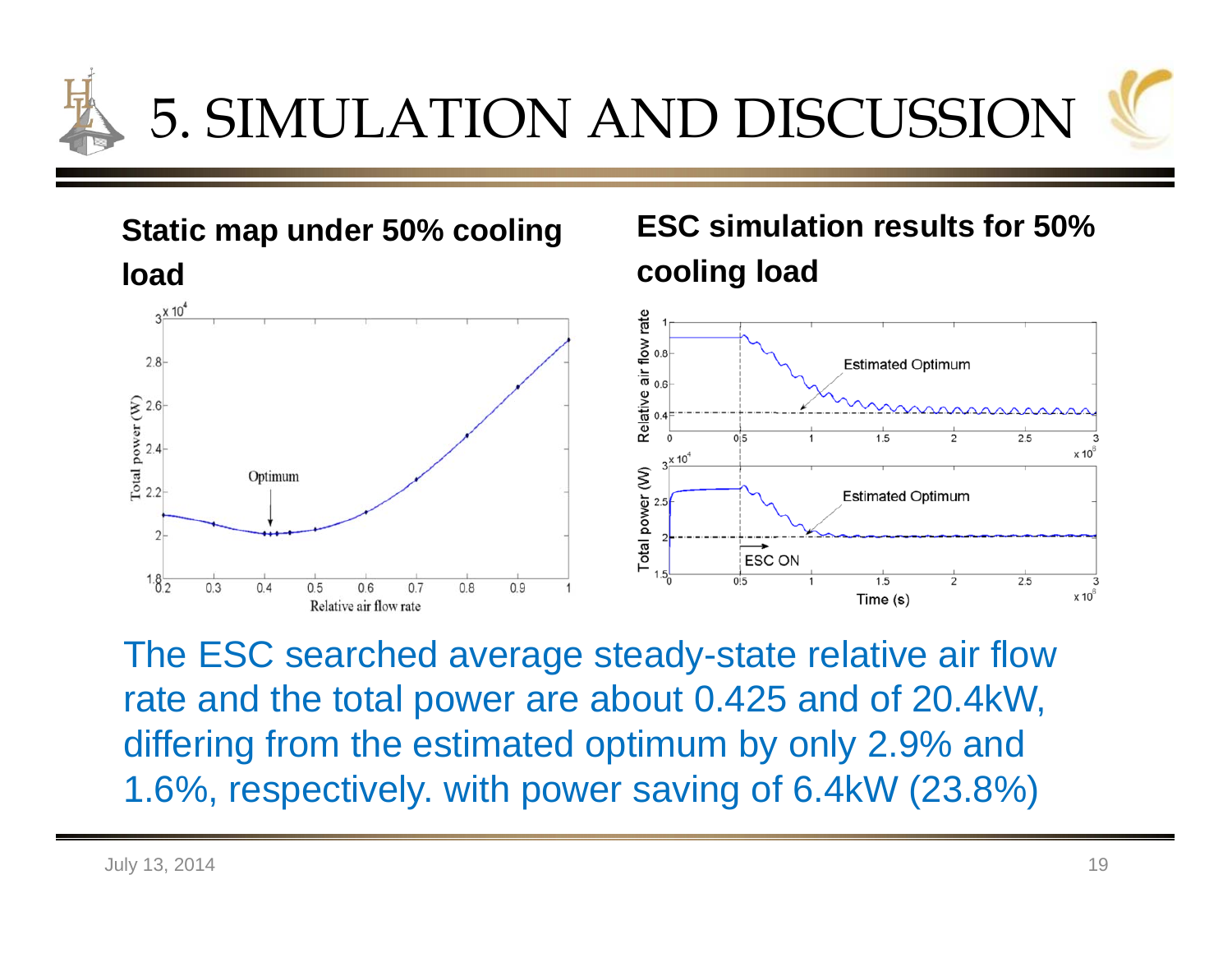# 5. SIMULATION AND DISCUSSION

**Static map under 50% cooling load**

**ESC simulation results for 50% cooling load**

The ESC searched average steady-state relative air flow rate and the total power are about 0.425 and of 20.4kW, differing from the estimated optimum by only 2.9% and 1.6%, respectively. with power saving of 6.4kW (23.8%)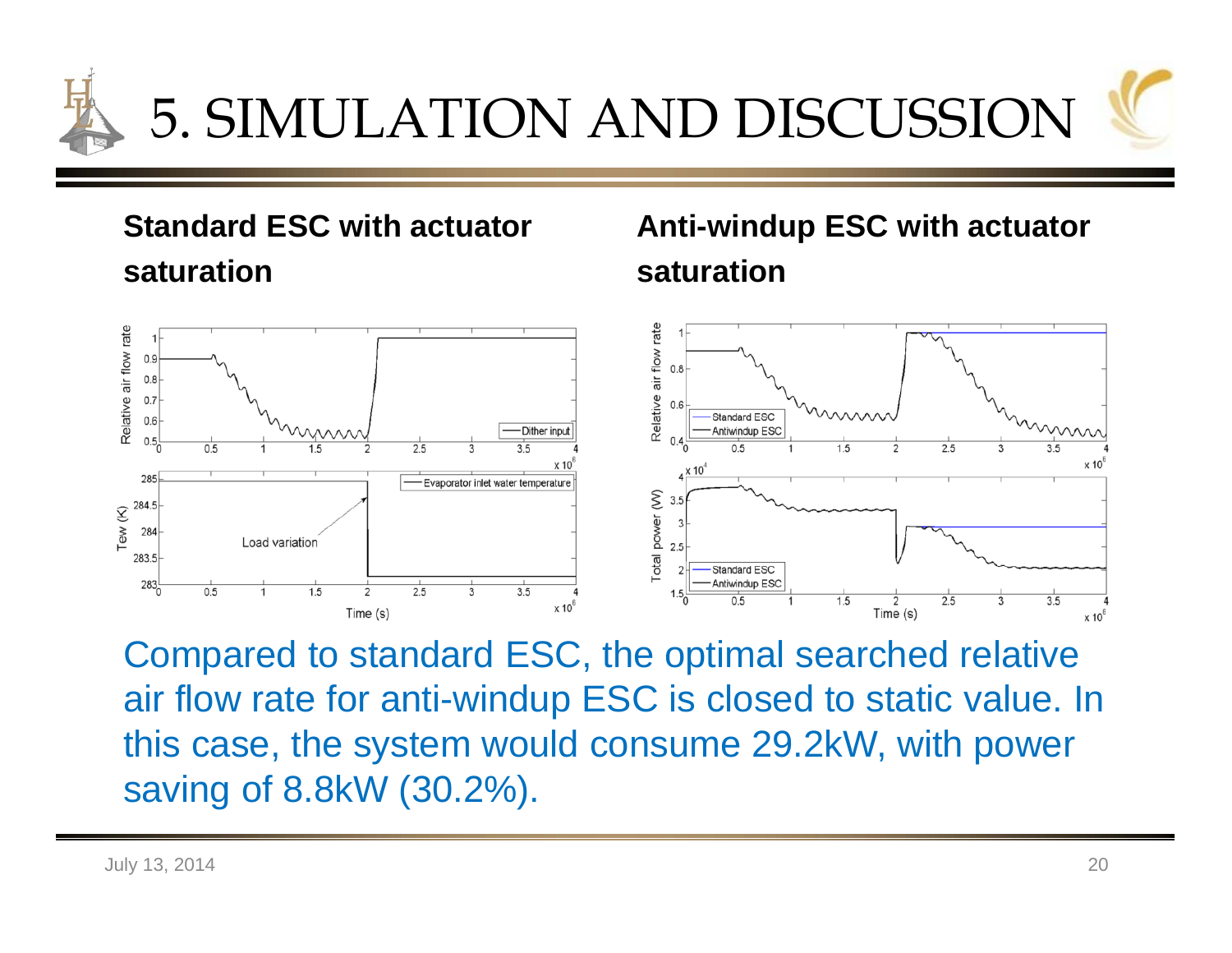# 5. SIMULATION AND DISCUSSION

**Standard ESC with actuator saturation**

**Anti-windup ESC with actuator saturation**

Compared to standard ESC, the optimal searched relative air flow rate for anti-windup ESC is closed to static value. In this case, the system would consume 29.2kW, with power saving of 8.8kW (30.2%).

July 13, 2014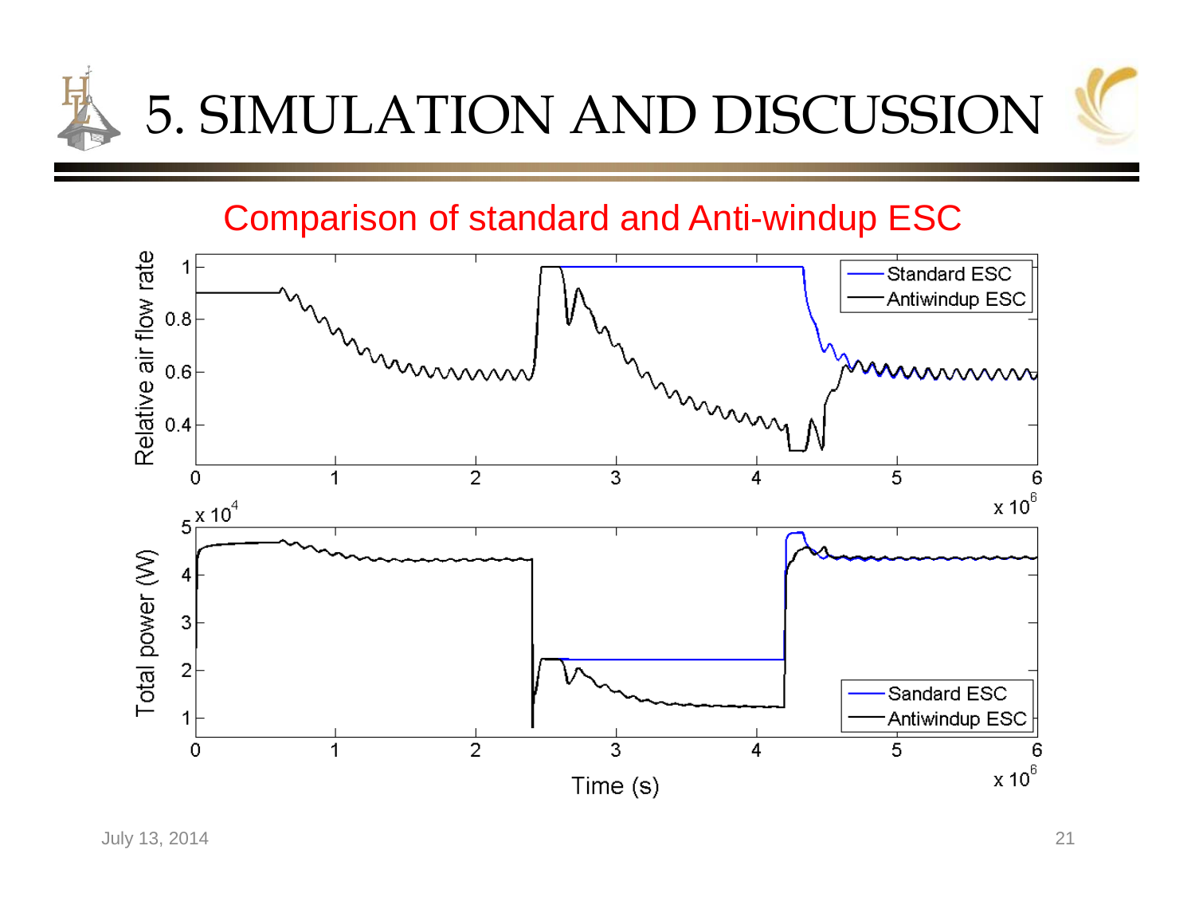# 5. SIMULATION AND DISCUSSION

## Comparison of standard and Anti-windup ESC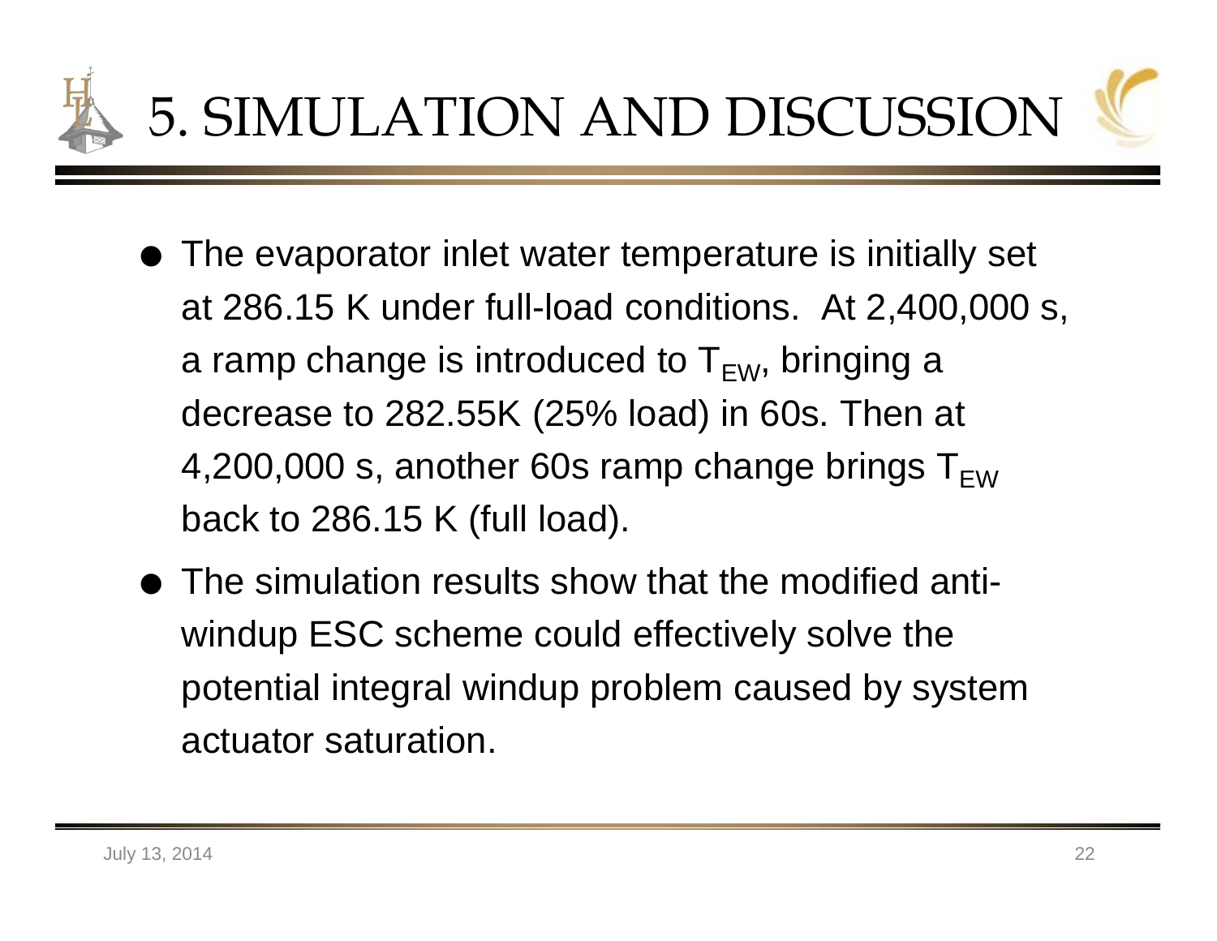# 5. SIMULATION AND DISCUSSION

- The evaporator inlet water temperature is initially set at 286.15 K under full-load conditions. At 2,400,000 s, a ramp change is introduced to $T_{EW}$, bringing a decrease to 282.55K (25% load) in 60s. Then at 4,200,000 s, another 60s ramp change brings $T_{EW}$ back to 286.15 K (full load).
- The simulation results show that the modified anti-windup ESC scheme could effectively solve the potential integral windup problem caused by system actuator saturation.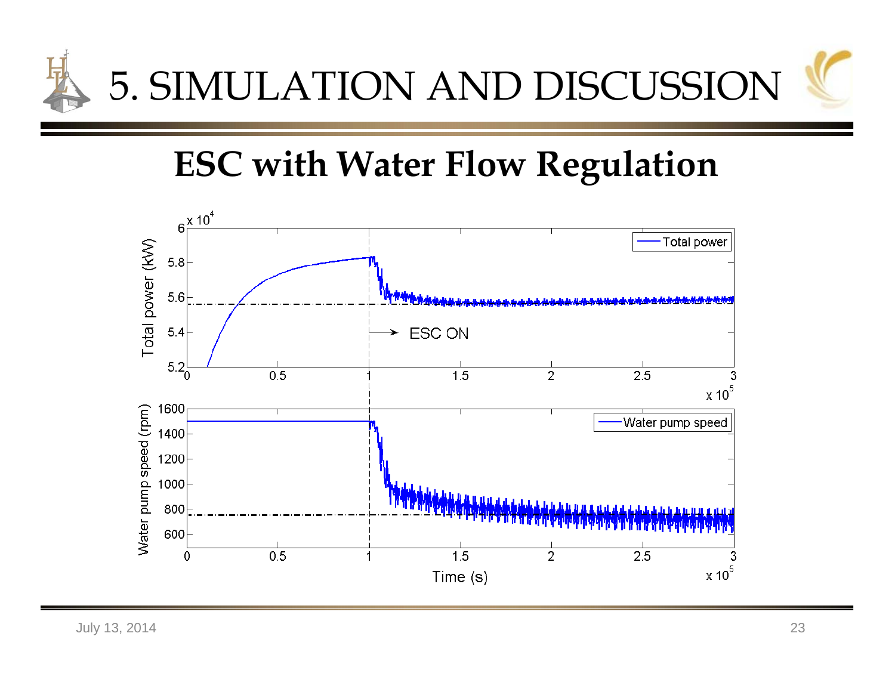# 5. SIMULATION AND DISCUSSION

## ESC with Water Flow Regulation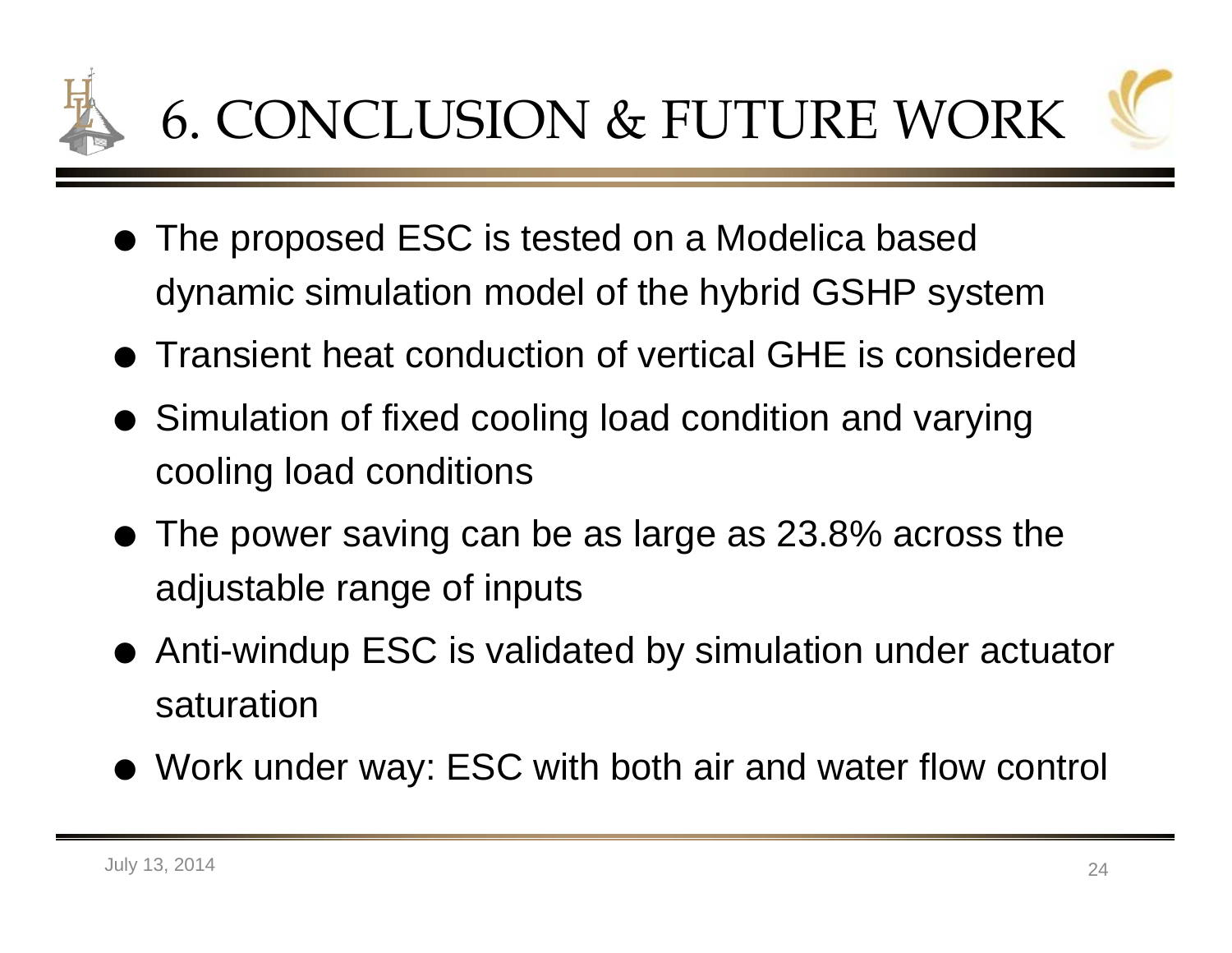# 6. CONCLUSION & FUTURE WORK

- The proposed ESC is tested on a Modelica based dynamic simulation model of the hybrid GSHP system
- Transient heat conduction of vertical GHE is considered
- Simulation of fixed cooling load condition and varying cooling load conditions
- The power saving can be as large as 23.8% across the adjustable range of inputs
- Anti-windup ESC is validated by simulation under actuator saturation
- Work under way: ESC with both air and water flow control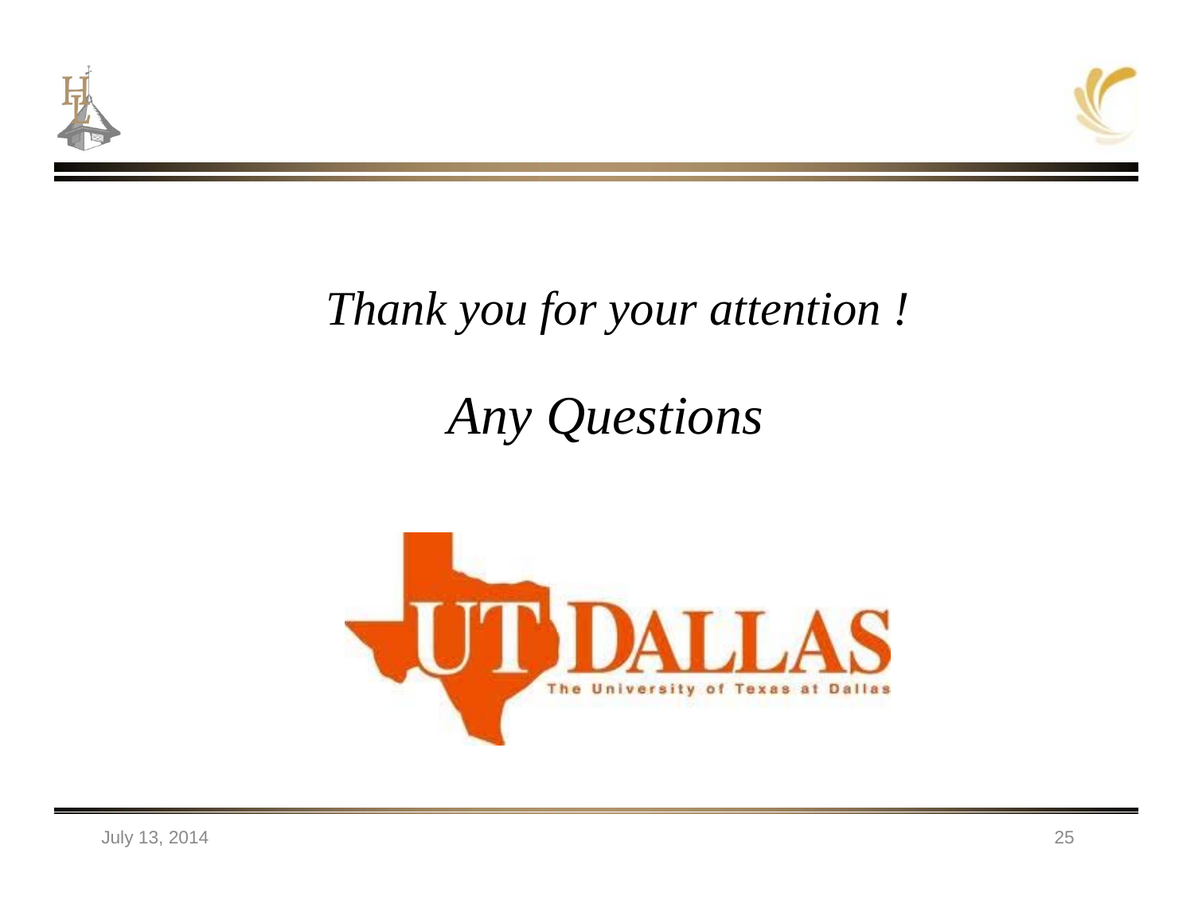*Thank you for your attention !*

*Any Questions*